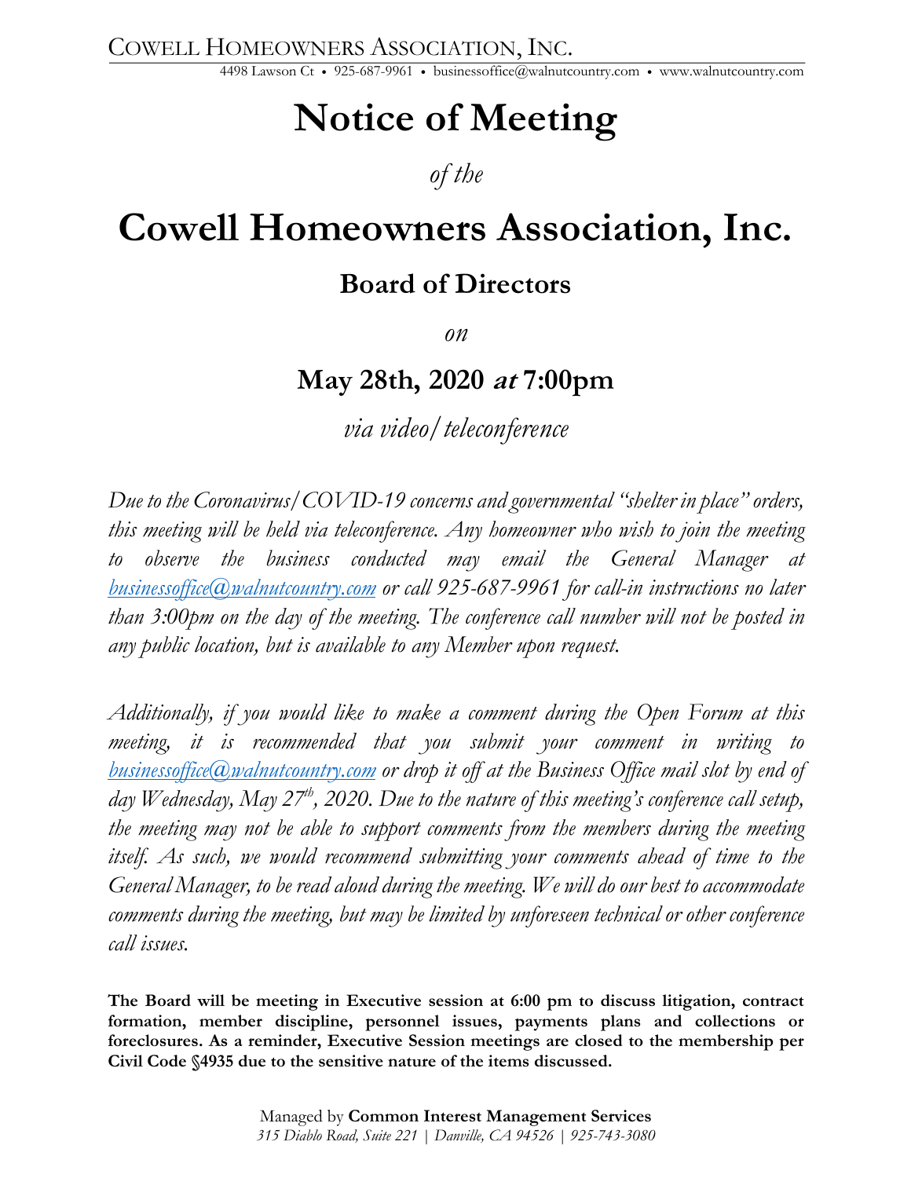COWELL HOMEOWNERS ASSOCIATION, INC.

4498 Lawson Ct • 925-687-9961 • businessoffice@walnutcountry.com • www.walnutcountry.com

# Notice of Meeting

*of the*

# Cowell Homeowners Association, Inc.

## Board of Directors

*on*

## May 28th, 2020 *at* 7:00pm

*via video/teleconference*

*Due to the Coronavirus/COVID-19 concerns and governmental "shelter in place" orders, this meeting will be held via teleconference. Any homeowner who wish to join the meeting to observe the business conducted may email the General Manager at businessoffice@walnutcountry.com or call 925-687-9961 for call-in instructions no later than 3:00pm on the day of the meeting. The conference call number will not be posted in any public location, but is available to any Member upon request.*

*Additionally, if you would like to make a comment during the Open Forum at this meeting, it is recommended that you submit your comment in writing to businessoffice@walnutcountry.com or drop it off at the Business Office mail slot by end of day Wednesday, May 27th, 2020. Due to the nature of this meeting's conference call setup, the meeting may not be able to support comments from the members during the meeting itself. As such, we would recommend submitting your comments ahead of time to the General Manager, to be read aloud during the meeting. We will do our best to accommodate comments during the meeting, but may be limited by unforeseen technical or other conference call issues.*

**The Board will be meeting in Executive session at 6:00 pm to discuss litigation, contract formation, member discipline, personnel issues, payments plans and collections or foreclosures. As a reminder, Executive Session meetings are closed to the membership per Civil Code §4935 due to the sensitive nature of the items discussed.**

Managed by **Common Interest Management Services**
*315 Diablo Road, Suite 221 | Danville, CA 94526 | 925-743-3080*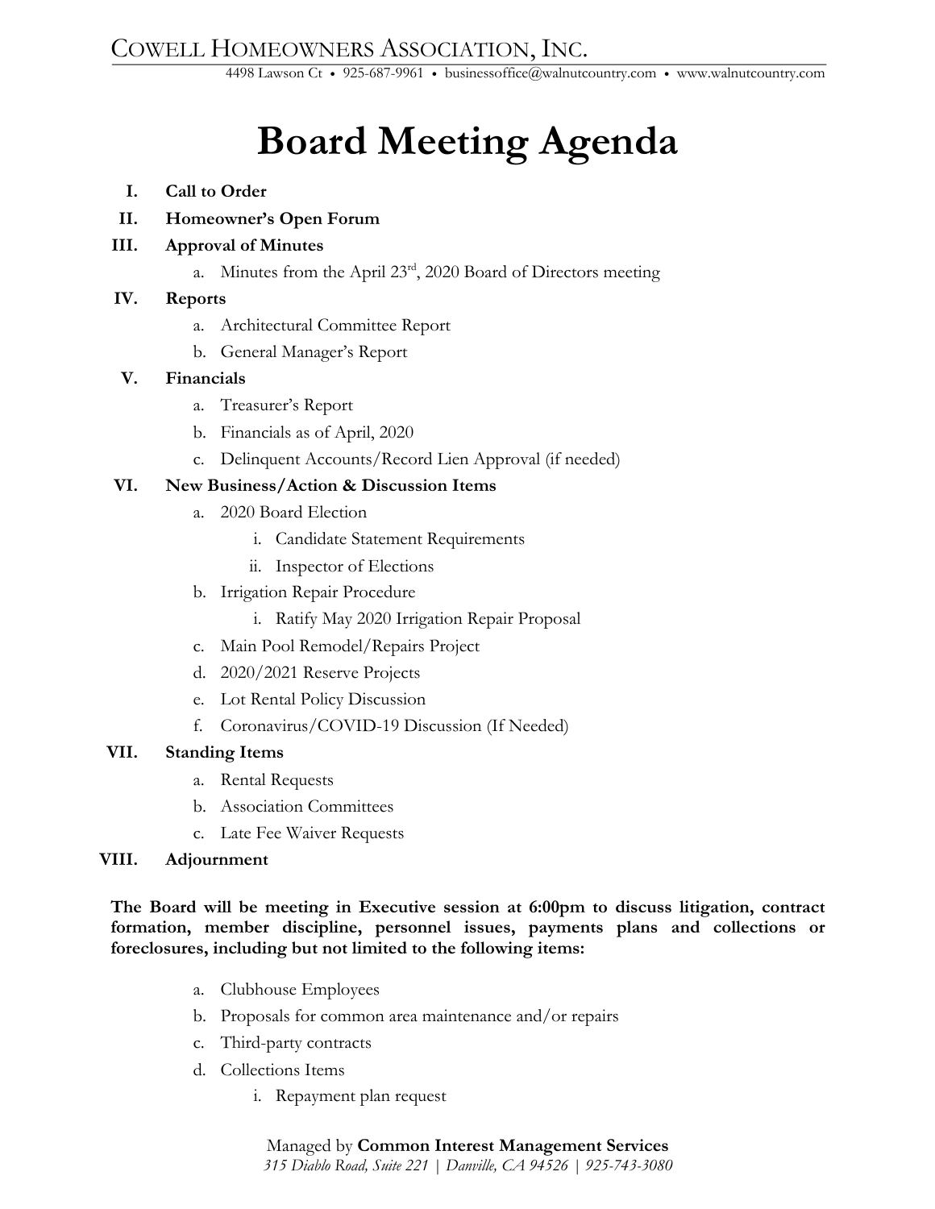COWELL HOMEOWNERS ASSOCIATION, INC.

4498 Lawson Ct • 925-687-9961 • businessoffice@walnutcountry.com • www.walnutcountry.com

# Board Meeting Agenda

I. **Call to Order**

II. **Homeowner's Open Forum**

III. **Approval of Minutes**
   a. Minutes from the April 23rd, 2020 Board of Directors meeting

IV. **Reports**
   a. Architectural Committee Report
   b. General Manager's Report

V. **Financials**
   a. Treasurer's Report
   b. Financials as of April, 2020
   c. Delinquent Accounts/Record Lien Approval (if needed)

VI. **New Business/Action & Discussion Items**
   a. 2020 Board Election
      i. Candidate Statement Requirements
      ii. Inspector of Elections
   b. Irrigation Repair Procedure
      i. Ratify May 2020 Irrigation Repair Proposal
   c. Main Pool Remodel/Repairs Project
   d. 2020/2021 Reserve Projects
   e. Lot Rental Policy Discussion
   f. Coronavirus/COVID-19 Discussion (If Needed)

VII. **Standing Items**
   a. Rental Requests
   b. Association Committees
   c. Late Fee Waiver Requests

VIII. **Adjournment**

**The Board will be meeting in Executive session at 6:00pm to discuss litigation, contract formation, member discipline, personnel issues, payments plans and collections or foreclosures, including but not limited to the following items:**

   a. Clubhouse Employees
   b. Proposals for common area maintenance and/or repairs
   c. Third-party contracts
   d. Collections Items
      i. Repayment plan request

Managed by **Common Interest Management Services**

*315 Diablo Road, Suite 221 | Danville, CA 94526 | 925-743-3080*